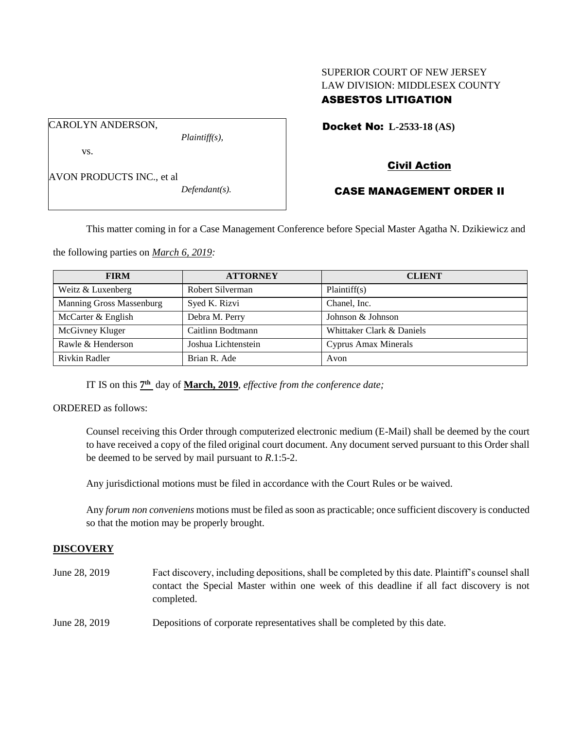SUPERIOR COURT OF NEW JERSEY
LAW DIVISION: MIDDLESEX COUNTY
**ASBESTOS LITIGATION**

CAROLYN ANDERSON,
*Plaintiff(s),*

vs.

AVON PRODUCTS INC., et al
*Defendant(s).*

**Docket No: L-2533-18 (AS)**

**Civil Action**

**CASE MANAGEMENT ORDER II**

This matter coming in for a Case Management Conference before Special Master Agatha N. Dzikiewicz and the following parties on *March 6, 2019:*

| FIRM | ATTORNEY | CLIENT |
|---|---|---|
| Weitz & Luxenberg | Robert Silverman | Plaintiff(s) |
| Manning Gross Massenburg | Syed K. Rizvi | Chanel, Inc. |
| McCarter & English | Debra M. Perry | Johnson & Johnson |
| McGivney Kluger | Caitlinn Bodtmann | Whittaker Clark & Daniels |
| Rawle & Henderson | Joshua Lichtenstein | Cyprus Amax Minerals |
| Rivkin Radler | Brian R. Ade | Avon |

IT IS on this **7th** day of **March, 2019**, *effective from the conference date;*

ORDERED as follows:

Counsel receiving this Order through computerized electronic medium (E-Mail) shall be deemed by the court to have received a copy of the filed original court document. Any document served pursuant to this Order shall be deemed to be served by mail pursuant to *R*.1:5-2.

Any jurisdictional motions must be filed in accordance with the Court Rules or be waived.

Any *forum non conveniens* motions must be filed as soon as practicable; once sufficient discovery is conducted so that the motion may be properly brought.

## DISCOVERY

June 28, 2019 — Fact discovery, including depositions, shall be completed by this date. Plaintiff's counsel shall contact the Special Master within one week of this deadline if all fact discovery is not completed.

June 28, 2019 — Depositions of corporate representatives shall be completed by this date.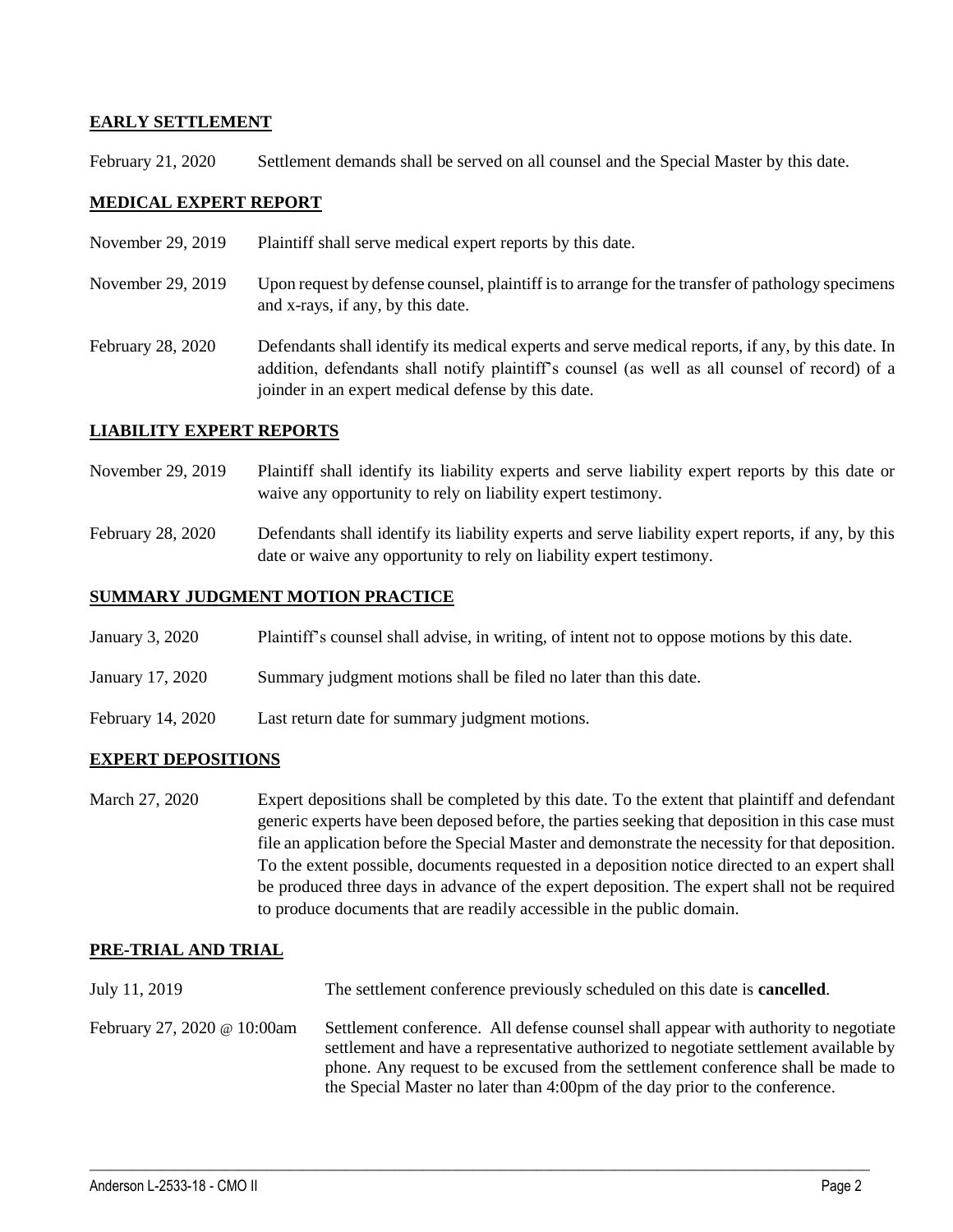## EARLY SETTLEMENT

| | |
|---|---|
| February 21, 2020 | Settlement demands shall be served on all counsel and the Special Master by this date. |

## MEDICAL EXPERT REPORT

| | |
|---|---|
| November 29, 2019 | Plaintiff shall serve medical expert reports by this date. |
| November 29, 2019 | Upon request by defense counsel, plaintiff is to arrange for the transfer of pathology specimens and x-rays, if any, by this date. |
| February 28, 2020 | Defendants shall identify its medical experts and serve medical reports, if any, by this date. In addition, defendants shall notify plaintiff's counsel (as well as all counsel of record) of a joinder in an expert medical defense by this date. |

## LIABILITY EXPERT REPORTS

| | |
|---|---|
| November 29, 2019 | Plaintiff shall identify its liability experts and serve liability expert reports by this date or waive any opportunity to rely on liability expert testimony. |
| February 28, 2020 | Defendants shall identify its liability experts and serve liability expert reports, if any, by this date or waive any opportunity to rely on liability expert testimony. |

## SUMMARY JUDGMENT MOTION PRACTICE

| | |
|---|---|
| January 3, 2020 | Plaintiff's counsel shall advise, in writing, of intent not to oppose motions by this date. |
| January 17, 2020 | Summary judgment motions shall be filed no later than this date. |
| February 14, 2020 | Last return date for summary judgment motions. |

## EXPERT DEPOSITIONS

| | |
|---|---|
| March 27, 2020 | Expert depositions shall be completed by this date. To the extent that plaintiff and defendant generic experts have been deposed before, the parties seeking that deposition in this case must file an application before the Special Master and demonstrate the necessity for that deposition. To the extent possible, documents requested in a deposition notice directed to an expert shall be produced three days in advance of the expert deposition. The expert shall not be required to produce documents that are readily accessible in the public domain. |

## PRE-TRIAL AND TRIAL

| | |
|---|---|
| July 11, 2019 | The settlement conference previously scheduled on this date is **cancelled**. |
| February 27, 2020 @ 10:00am | Settlement conference. All defense counsel shall appear with authority to negotiate settlement and have a representative authorized to negotiate settlement available by phone. Any request to be excused from the settlement conference shall be made to the Special Master no later than 4:00pm of the day prior to the conference. |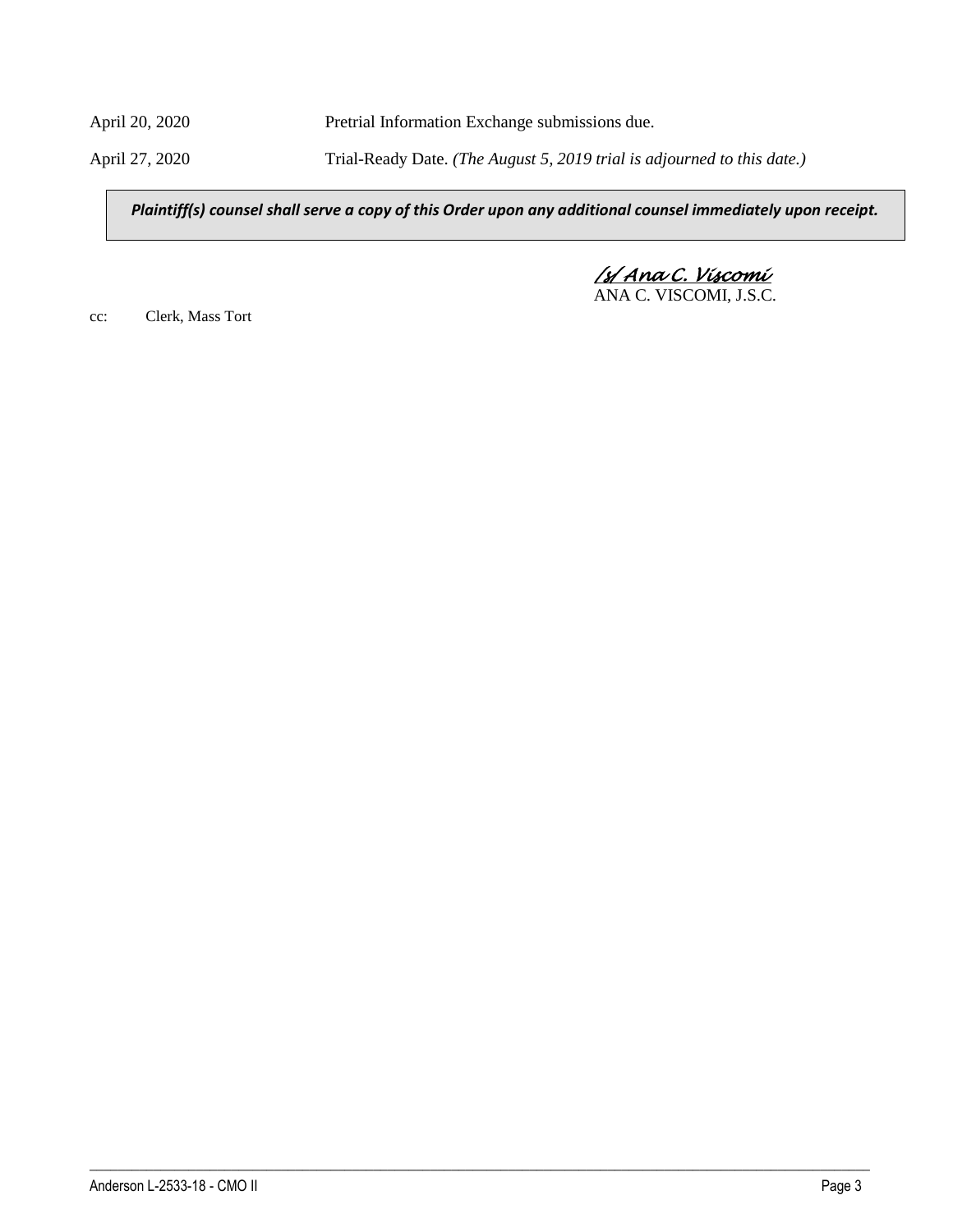| | |
|---|---|
| April 20, 2020 | Pretrial Information Exchange submissions due. |
| April 27, 2020 | Trial-Ready Date. *(The August 5, 2019 trial is adjourned to this date.)* |

***Plaintiff(s) counsel shall serve a copy of this Order upon any additional counsel immediately upon receipt.***

/s/ Ana C. Viscomi
ANA C. VISCOMI, J.S.C.

cc: Clerk, Mass Tort